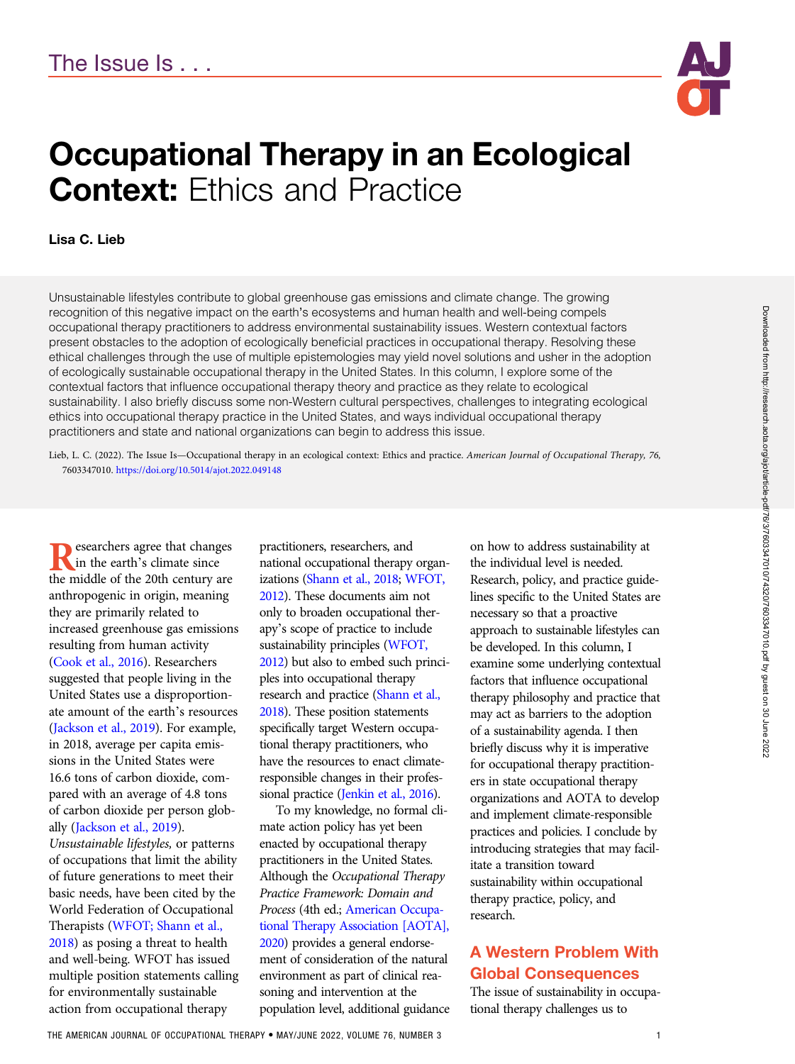The Issue Is . . .

# Occupational Therapy in an Ecological Context: Ethics and Practice

**Lisa C. Lieb**

Unsustainable lifestyles contribute to global greenhouse gas emissions and climate change. The growing recognition of this negative impact on the earth's ecosystems and human health and well-being compels occupational therapy practitioners to address environmental sustainability issues. Western contextual factors present obstacles to the adoption of ecologically beneficial practices in occupational therapy. Resolving these ethical challenges through the use of multiple epistemologies may yield novel solutions and usher in the adoption of ecologically sustainable occupational therapy in the United States. In this column, I explore some of the contextual factors that influence occupational therapy theory and practice as they relate to ecological sustainability. I also briefly discuss some non-Western cultural perspectives, challenges to integrating ecological ethics into occupational therapy practice in the United States, and ways individual occupational therapy practitioners and state and national organizations can begin to address this issue.

Lieb, L. C. (2022). The Issue Is—Occupational therapy in an ecological context: Ethics and practice. *American Journal of Occupational Therapy, 76,* 7603347010. https://doi.org/10.5014/ajot.2022.049148

Researchers agree that changes in the earth's climate since the middle of the 20th century are anthropogenic in origin, meaning they are primarily related to increased greenhouse gas emissions resulting from human activity (Cook et al., 2016). Researchers suggested that people living in the United States use a disproportionate amount of the earth's resources (Jackson et al., 2019). For example, in 2018, average per capita emissions in the United States were 16.6 tons of carbon dioxide, compared with an average of 4.8 tons of carbon dioxide per person globally (Jackson et al., 2019). *Unsustainable lifestyles,* or patterns of occupations that limit the ability of future generations to meet their basic needs, have been cited by the World Federation of Occupational Therapists (WFOT; Shann et al., 2018) as posing a threat to health and well-being. WFOT has issued multiple position statements calling for environmentally sustainable action from occupational therapy practitioners, researchers, and national occupational therapy organizations (Shann et al., 2018; WFOT, 2012). These documents aim not only to broaden occupational therapy's scope of practice to include sustainability principles (WFOT, 2012) but also to embed such principles into occupational therapy research and practice (Shann et al., 2018). These position statements specifically target Western occupational therapy practitioners, who have the resources to enact climate-responsible changes in their professional practice (Jenkin et al., 2016).

To my knowledge, no formal climate action policy has yet been enacted by occupational therapy practitioners in the United States. Although the *Occupational Therapy Practice Framework: Domain and Process* (4th ed.; American Occupational Therapy Association [AOTA], 2020) provides a general endorsement of consideration of the natural environment as part of clinical reasoning and intervention at the population level, additional guidance on how to address sustainability at the individual level is needed. Research, policy, and practice guidelines specific to the United States are necessary so that a proactive approach to sustainable lifestyles can be developed. In this column, I examine some underlying contextual factors that influence occupational therapy philosophy and practice that may act as barriers to the adoption of a sustainability agenda. I then briefly discuss why it is imperative for occupational therapy practitioners in state occupational therapy organizations and AOTA to develop and implement climate-responsible practices and policies. I conclude by introducing strategies that may facilitate a transition toward sustainability within occupational therapy practice, policy, and research.

## A Western Problem With Global Consequences

The issue of sustainability in occupational therapy challenges us to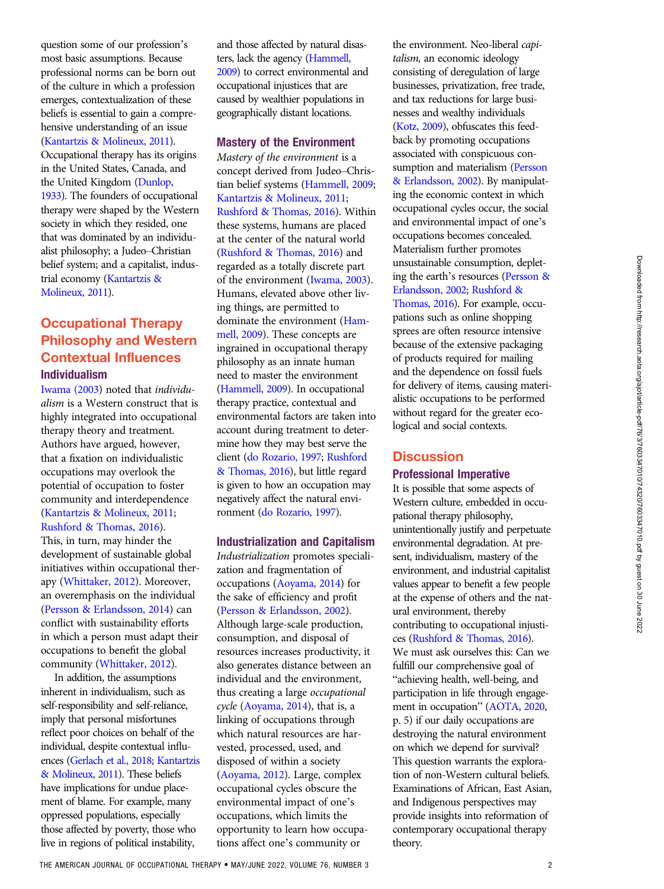question some of our profession's most basic assumptions. Because professional norms can be born out of the culture in which a profession emerges, contextualization of these beliefs is essential to gain a comprehensive understanding of an issue (Kantartzis & Molineux, 2011). Occupational therapy has its origins in the United States, Canada, and the United Kingdom (Dunlop, 1933). The founders of occupational therapy were shaped by the Western society in which they resided, one that was dominated by an individualist philosophy; a Judeo–Christian belief system; and a capitalist, industrial economy (Kantartzis & Molineux, 2011).

## Occupational Therapy Philosophy and Western Contextual Influences

### Individualism

Iwama (2003) noted that *individualism* is a Western construct that is highly integrated into occupational therapy theory and treatment. Authors have argued, however, that a fixation on individualistic occupations may overlook the potential of occupation to foster community and interdependence (Kantartzis & Molineux, 2011; Rushford & Thomas, 2016). This, in turn, may hinder the development of sustainable global initiatives within occupational therapy (Whittaker, 2012). Moreover, an overemphasis on the individual (Persson & Erlandsson, 2014) can conflict with sustainability efforts in which a person must adapt their occupations to benefit the global community (Whittaker, 2012).

In addition, the assumptions inherent in individualism, such as self-responsibility and self-reliance, imply that personal misfortunes reflect poor choices on behalf of the individual, despite contextual influences (Gerlach et al., 2018; Kantartzis & Molineux, 2011). These beliefs have implications for undue placement of blame. For example, many oppressed populations, especially those affected by poverty, those who live in regions of political instability, and those affected by natural disasters, lack the agency (Hammell, 2009) to correct environmental and occupational injustices that are caused by wealthier populations in geographically distant locations.

### Mastery of the Environment

*Mastery of the environment* is a concept derived from Judeo–Christian belief systems (Hammell, 2009; Kantartzis & Molineux, 2011; Rushford & Thomas, 2016). Within these systems, humans are placed at the center of the natural world (Rushford & Thomas, 2016) and regarded as a totally discrete part of the environment (Iwama, 2003). Humans, elevated above other living things, are permitted to dominate the environment (Hammell, 2009). These concepts are ingrained in occupational therapy philosophy as an innate human need to master the environment (Hammell, 2009). In occupational therapy practice, contextual and environmental factors are taken into account during treatment to determine how they may best serve the client (do Rozario, 1997; Rushford & Thomas, 2016), but little regard is given to how an occupation may negatively affect the natural environment (do Rozario, 1997).

### Industrialization and Capitalism

*Industrialization* promotes specialization and fragmentation of occupations (Aoyama, 2014) for the sake of efficiency and profit (Persson & Erlandsson, 2002). Although large-scale production, consumption, and disposal of resources increases productivity, it also generates distance between an individual and the environment, thus creating a large *occupational cycle* (Aoyama, 2014), that is, a linking of occupations through which natural resources are harvested, processed, used, and disposed of within a society (Aoyama, 2012). Large, complex occupational cycles obscure the environmental impact of one's occupations, which limits the opportunity to learn how occupations affect one's community or the environment. Neo-liberal *capitalism,* an economic ideology consisting of deregulation of large businesses, privatization, free trade, and tax reductions for large businesses and wealthy individuals (Kotz, 2009), obfuscates this feedback by promoting occupations associated with conspicuous consumption and materialism (Persson & Erlandsson, 2002). By manipulating the economic context in which occupational cycles occur, the social and environmental impact of one's occupations becomes concealed. Materialism further promotes unsustainable consumption, depleting the earth's resources (Persson & Erlandsson, 2002; Rushford & Thomas, 2016). For example, occupations such as online shopping sprees are often resource intensive because of the extensive packaging of products required for mailing and the dependence on fossil fuels for delivery of items, causing materialistic occupations to be performed without regard for the greater ecological and social contexts.

## Discussion

### Professional Imperative

It is possible that some aspects of Western culture, embedded in occupational therapy philosophy, unintentionally justify and perpetuate environmental degradation. At present, individualism, mastery of the environment, and industrial capitalist values appear to benefit a few people at the expense of others and the natural environment, thereby contributing to occupational injustices (Rushford & Thomas, 2016). We must ask ourselves this: Can we fulfill our comprehensive goal of "achieving health, well-being, and participation in life through engagement in occupation" (AOTA, 2020, p. 5) if our daily occupations are destroying the natural environment on which we depend for survival? This question warrants the exploration of non-Western cultural beliefs. Examinations of African, East Asian, and Indigenous perspectives may provide insights into reformation of contemporary occupational therapy theory.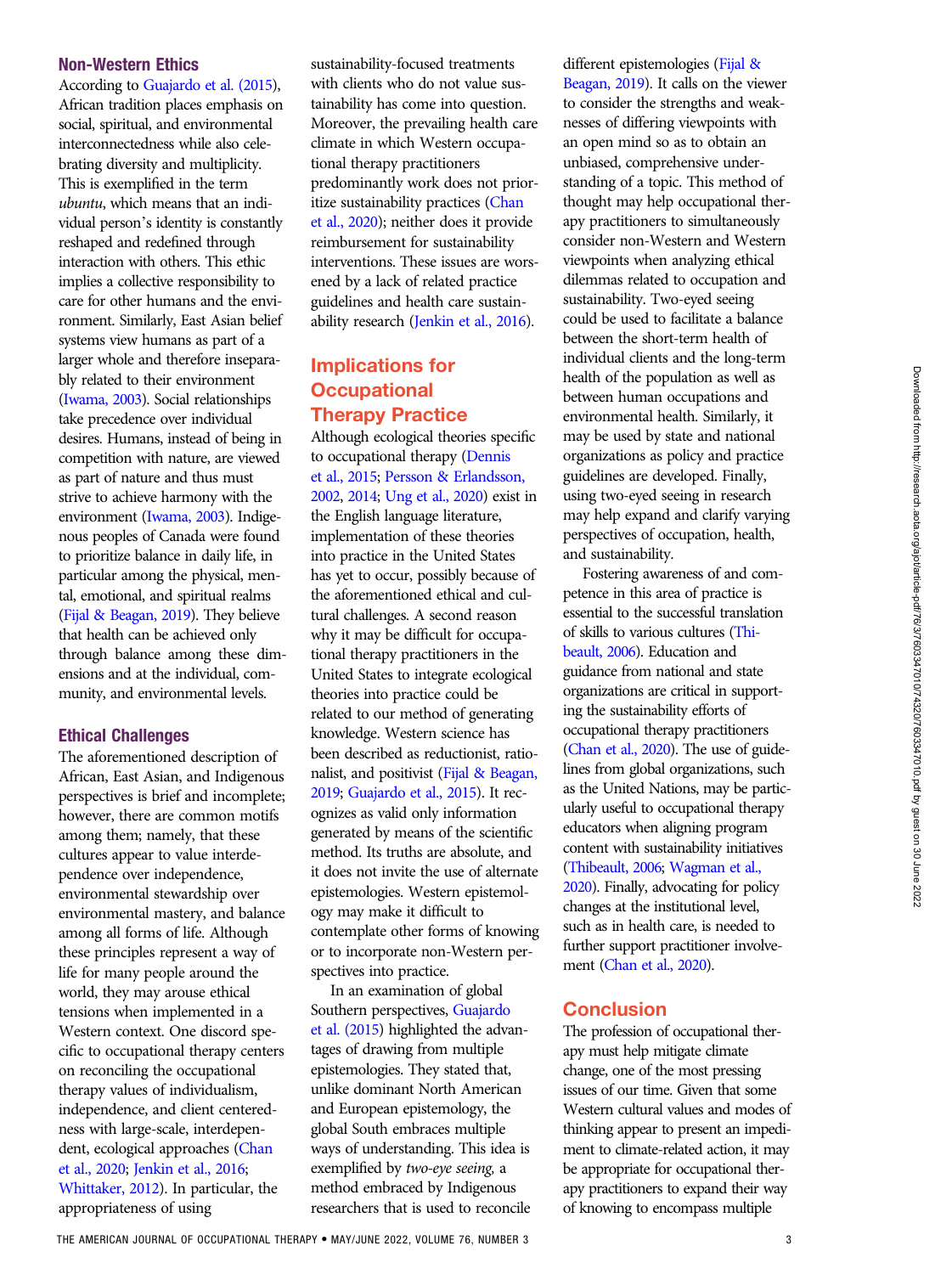### Non-Western Ethics

According to Guajardo et al. (2015), African tradition places emphasis on social, spiritual, and environmental interconnectedness while also celebrating diversity and multiplicity. This is exemplified in the term *ubuntu*, which means that an individual person's identity is constantly reshaped and redefined through interaction with others. This ethic implies a collective responsibility to care for other humans and the environment. Similarly, East Asian belief systems view humans as part of a larger whole and therefore inseparably related to their environment (Iwama, 2003). Social relationships take precedence over individual desires. Humans, instead of being in competition with nature, are viewed as part of nature and thus must strive to achieve harmony with the environment (Iwama, 2003). Indigenous peoples of Canada were found to prioritize balance in daily life, in particular among the physical, mental, emotional, and spiritual realms (Fijal & Beagan, 2019). They believe that health can be achieved only through balance among these dimensions and at the individual, community, and environmental levels.

### Ethical Challenges

The aforementioned description of African, East Asian, and Indigenous perspectives is brief and incomplete; however, there are common motifs among them; namely, that these cultures appear to value interdependence over independence, environmental stewardship over environmental mastery, and balance among all forms of life. Although these principles represent a way of life for many people around the world, they may arouse ethical tensions when implemented in a Western context. One discord specific to occupational therapy centers on reconciling the occupational therapy values of individualism, independence, and client centeredness with large-scale, interdependent, ecological approaches (Chan et al., 2020; Jenkin et al., 2016; Whittaker, 2012). In particular, the appropriateness of using sustainability-focused treatments with clients who do not value sustainability has come into question. Moreover, the prevailing health care climate in which Western occupational therapy practitioners predominantly work does not prioritize sustainability practices (Chan et al., 2020); neither does it provide reimbursement for sustainability interventions. These issues are worsened by a lack of related practice guidelines and health care sustainability research (Jenkin et al., 2016).

## Implications for Occupational Therapy Practice

Although ecological theories specific to occupational therapy (Dennis et al., 2015; Persson & Erlandsson, 2002, 2014; Ung et al., 2020) exist in the English language literature, implementation of these theories into practice in the United States has yet to occur, possibly because of the aforementioned ethical and cultural challenges. A second reason why it may be difficult for occupational therapy practitioners in the United States to integrate ecological theories into practice could be related to our method of generating knowledge. Western science has been described as reductionist, rationalist, and positivist (Fijal & Beagan, 2019; Guajardo et al., 2015). It recognizes as valid only information generated by means of the scientific method. Its truths are absolute, and it does not invite the use of alternate epistemologies. Western epistemology may make it difficult to contemplate other forms of knowing or to incorporate non-Western perspectives into practice.

In an examination of global Southern perspectives, Guajardo et al. (2015) highlighted the advantages of drawing from multiple epistemologies. They stated that, unlike dominant North American and European epistemology, the global South embraces multiple ways of understanding. This idea is exemplified by *two-eye seeing,* a method embraced by Indigenous researchers that is used to reconcile different epistemologies (Fijal & Beagan, 2019). It calls on the viewer to consider the strengths and weaknesses of differing viewpoints with an open mind so as to obtain an unbiased, comprehensive understanding of a topic. This method of thought may help occupational therapy practitioners to simultaneously consider non-Western and Western viewpoints when analyzing ethical dilemmas related to occupation and sustainability. Two-eyed seeing could be used to facilitate a balance between the short-term health of individual clients and the long-term health of the population as well as between human occupations and environmental health. Similarly, it may be used by state and national organizations as policy and practice guidelines are developed. Finally, using two-eyed seeing in research may help expand and clarify varying perspectives of occupation, health, and sustainability.

Fostering awareness of and competence in this area of practice is essential to the successful translation of skills to various cultures (Thibeault, 2006). Education and guidance from national and state organizations are critical in supporting the sustainability efforts of occupational therapy practitioners (Chan et al., 2020). The use of guidelines from global organizations, such as the United Nations, may be particularly useful to occupational therapy educators when aligning program content with sustainability initiatives (Thibeault, 2006; Wagman et al., 2020). Finally, advocating for policy changes at the institutional level, such as in health care, is needed to further support practitioner involvement (Chan et al., 2020).

## Conclusion

The profession of occupational therapy must help mitigate climate change, one of the most pressing issues of our time. Given that some Western cultural values and modes of thinking appear to present an impediment to climate-related action, it may be appropriate for occupational therapy practitioners to expand their way of knowing to encompass multiple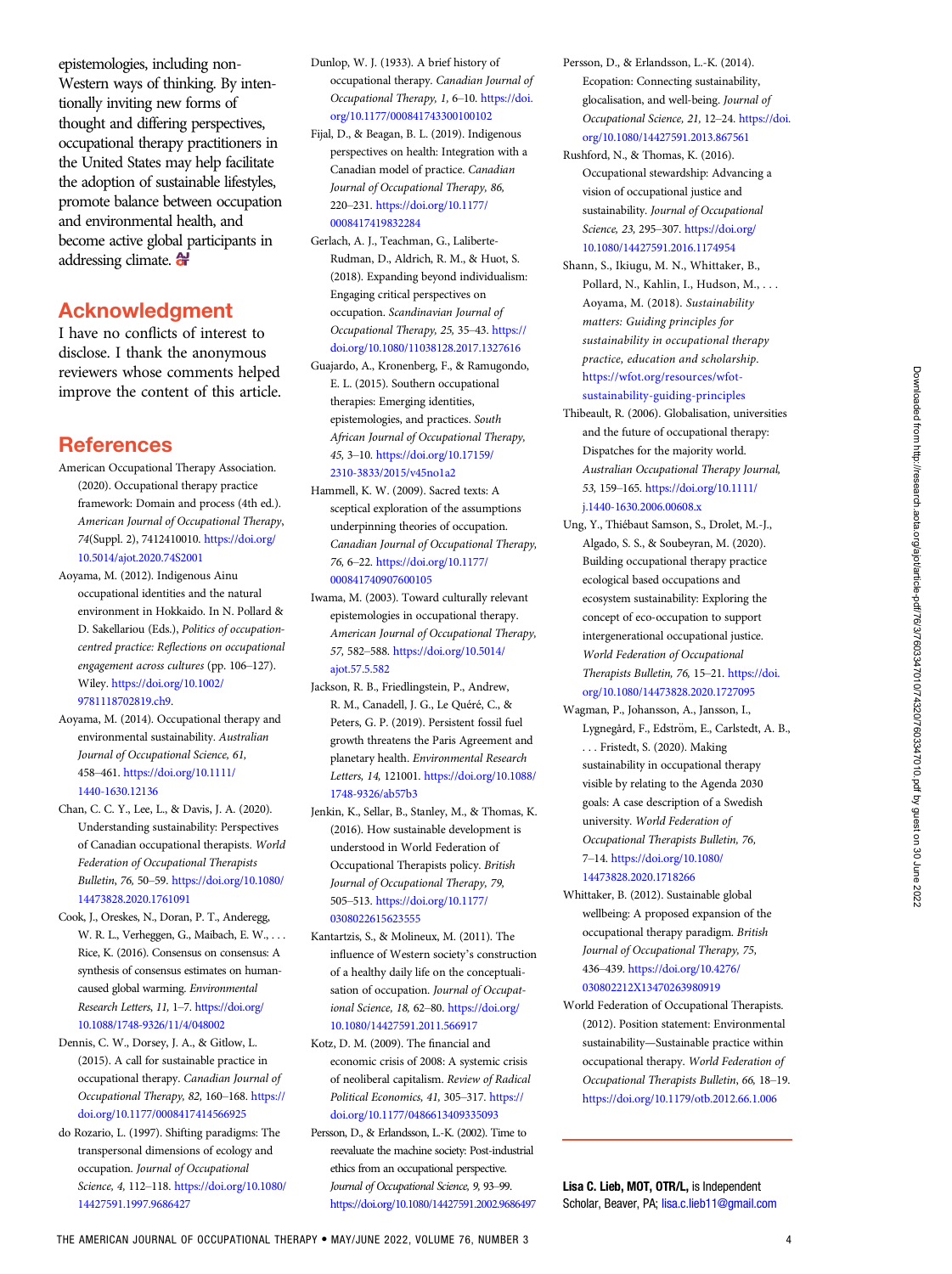epistemologies, including non-Western ways of thinking. By intentionally inviting new forms of thought and differing perspectives, occupational therapy practitioners in the United States may help facilitate the adoption of sustainable lifestyles, promote balance between occupation and environmental health, and become active global participants in addressing climate.

## Acknowledgment

I have no conflicts of interest to disclose. I thank the anonymous reviewers whose comments helped improve the content of this article.

## References

American Occupational Therapy Association. (2020). Occupational therapy practice framework: Domain and process (4th ed.). *American Journal of Occupational Therapy*, *74*(Suppl. 2), 7412410010. https://doi.org/10.5014/ajot.2020.74S2001

Aoyama, M. (2012). Indigenous Ainu occupational identities and the natural environment in Hokkaido. In N. Pollard & D. Sakellariou (Eds.), *Politics of occupation-centred practice: Reflections on occupational engagement across cultures* (pp. 106–127). Wiley. https://doi.org/10.1002/9781118702819.ch9.

Aoyama, M. (2014). Occupational therapy and environmental sustainability. *Australian Journal of Occupational Science, 61,* 458–461. https://doi.org/10.1111/1440-1630.12136

Chan, C. C. Y., Lee, L., & Davis, J. A. (2020). Understanding sustainability: Perspectives of Canadian occupational therapists. *World Federation of Occupational Therapists Bulletin, 76,* 50–59. https://doi.org/10.1080/14473828.2020.1761091

Cook, J., Oreskes, N., Doran, P. T., Anderegg, W. R. L., Verheggen, G., Maibach, E. W., . . . Rice, K. (2016). Consensus on consensus: A synthesis of consensus estimates on human-caused global warming. *Environmental Research Letters, 11,* 1–7. https://doi.org/10.1088/1748-9326/11/4/048002

Dennis, C. W., Dorsey, J. A., & Gitlow, L. (2015). A call for sustainable practice in occupational therapy. *Canadian Journal of Occupational Therapy, 82,* 160–168. https://doi.org/10.1177/0008417414566925

do Rozario, L. (1997). Shifting paradigms: The transpersonal dimensions of ecology and occupation. *Journal of Occupational Science, 4,* 112–118. https://doi.org/10.1080/14427591.1997.9686427

Dunlop, W. J. (1933). A brief history of occupational therapy. *Canadian Journal of Occupational Therapy, 1,* 6–10. https://doi.org/10.1177/000841743300100102

Fijal, D., & Beagan, B. L. (2019). Indigenous perspectives on health: Integration with a Canadian model of practice. *Canadian Journal of Occupational Therapy, 86,* 220–231. https://doi.org/10.1177/0008417419832284

Gerlach, A. J., Teachman, G., Laliberte-Rudman, D., Aldrich, R. M., & Huot, S. (2018). Expanding beyond individualism: Engaging critical perspectives on occupation. *Scandinavian Journal of Occupational Therapy, 25,* 35–43. https://doi.org/10.1080/11038128.2017.1327616

Guajardo, A., Kronenberg, F., & Ramugondo, E. L. (2015). Southern occupational therapies: Emerging identities, epistemologies, and practices. *South African Journal of Occupational Therapy, 45,* 3–10. https://doi.org/10.17159/2310-3833/2015/v45no1a2

Hammell, K. W. (2009). Sacred texts: A sceptical exploration of the assumptions underpinning theories of occupation. *Canadian Journal of Occupational Therapy, 76,* 6–22. https://doi.org/10.1177/000841740907600105

Iwama, M. (2003). Toward culturally relevant epistemologies in occupational therapy. *American Journal of Occupational Therapy, 57,* 582–588. https://doi.org/10.5014/ajot.57.5.582

Jackson, R. B., Friedlingstein, P., Andrew, R. M., Canadell, J. G., Le Quéré, C., & Peters, G. P. (2019). Persistent fossil fuel growth threatens the Paris Agreement and planetary health. *Environmental Research Letters, 14,* 121001. https://doi.org/10.1088/1748-9326/ab57b3

Jenkin, K., Sellar, B., Stanley, M., & Thomas, K. (2016). How sustainable development is understood in World Federation of Occupational Therapists policy. *British Journal of Occupational Therapy, 79,* 505–513. https://doi.org/10.1177/0308022615623555

Kantartzis, S., & Molineux, M. (2011). The influence of Western society's construction of a healthy daily life on the conceptualisation of occupation. *Journal of Occupational Science, 18,* 62–80. https://doi.org/10.1080/14427591.2011.566917

Kotz, D. M. (2009). The financial and economic crisis of 2008: A systemic crisis of neoliberal capitalism. *Review of Radical Political Economics, 41,* 305–317. https://doi.org/10.1177/0486613409335093

Persson, D., & Erlandsson, L.-K. (2002). Time to reevaluate the machine society: Post-industrial ethics from an occupational perspective. *Journal of Occupational Science, 9,* 93–99. https://doi.org/10.1080/14427591.2002.9686497

Persson, D., & Erlandsson, L.-K. (2014). Ecopation: Connecting sustainability, glocalisation, and well-being. *Journal of Occupational Science, 21,* 12–24. https://doi.org/10.1080/14427591.2013.867561

Rushford, N., & Thomas, K. (2016). Occupational stewardship: Advancing a vision of occupational justice and sustainability. *Journal of Occupational Science, 23,* 295–307. https://doi.org/10.1080/14427591.2016.1174954

Shann, S., Ikiugu, M. N., Whittaker, B., Pollard, N., Kahlin, I., Hudson, M., . . . Aoyama, M. (2018). *Sustainability matters: Guiding principles for sustainability in occupational therapy practice, education and scholarship.* https://wfot.org/resources/wfot-sustainability-guiding-principles

Thibeault, R. (2006). Globalisation, universities and the future of occupational therapy: Dispatches for the majority world. *Australian Occupational Therapy Journal, 53,* 159–165. https://doi.org/10.1111/j.1440-1630.2006.00608.x

Ung, Y., Thiébaut Samson, S., Drolet, M.-J., Algado, S. S., & Soubeyran, M. (2020). Building occupational therapy practice ecological based occupations and ecosystem sustainability: Exploring the concept of eco-occupation to support intergenerational occupational justice. *World Federation of Occupational Therapists Bulletin, 76,* 15–21. https://doi.org/10.1080/14473828.2020.1727095

Wagman, P., Johansson, A., Jansson, I., Lygnegård, F., Edström, E., Carlstedt, A. B., . . . Fristedt, S. (2020). Making sustainability in occupational therapy visible by relating to the Agenda 2030 goals: A case description of a Swedish university. *World Federation of Occupational Therapists Bulletin, 76,* 7–14. https://doi.org/10.1080/14473828.2020.1718266

Whittaker, B. (2012). Sustainable global wellbeing: A proposed expansion of the occupational therapy paradigm. *British Journal of Occupational Therapy, 75,* 436–439. https://doi.org/10.4276/030802212X13470263980919

World Federation of Occupational Therapists. (2012). Position statement: Environmental sustainability—Sustainable practice within occupational therapy. *World Federation of Occupational Therapists Bulletin, 66,* 18–19. https://doi.org/10.1179/otb.2012.66.1.006

---

**Lisa C. Lieb, MOT, OTR/L,** is Independent Scholar, Beaver, PA; lisa.c.lieb11@gmail.com